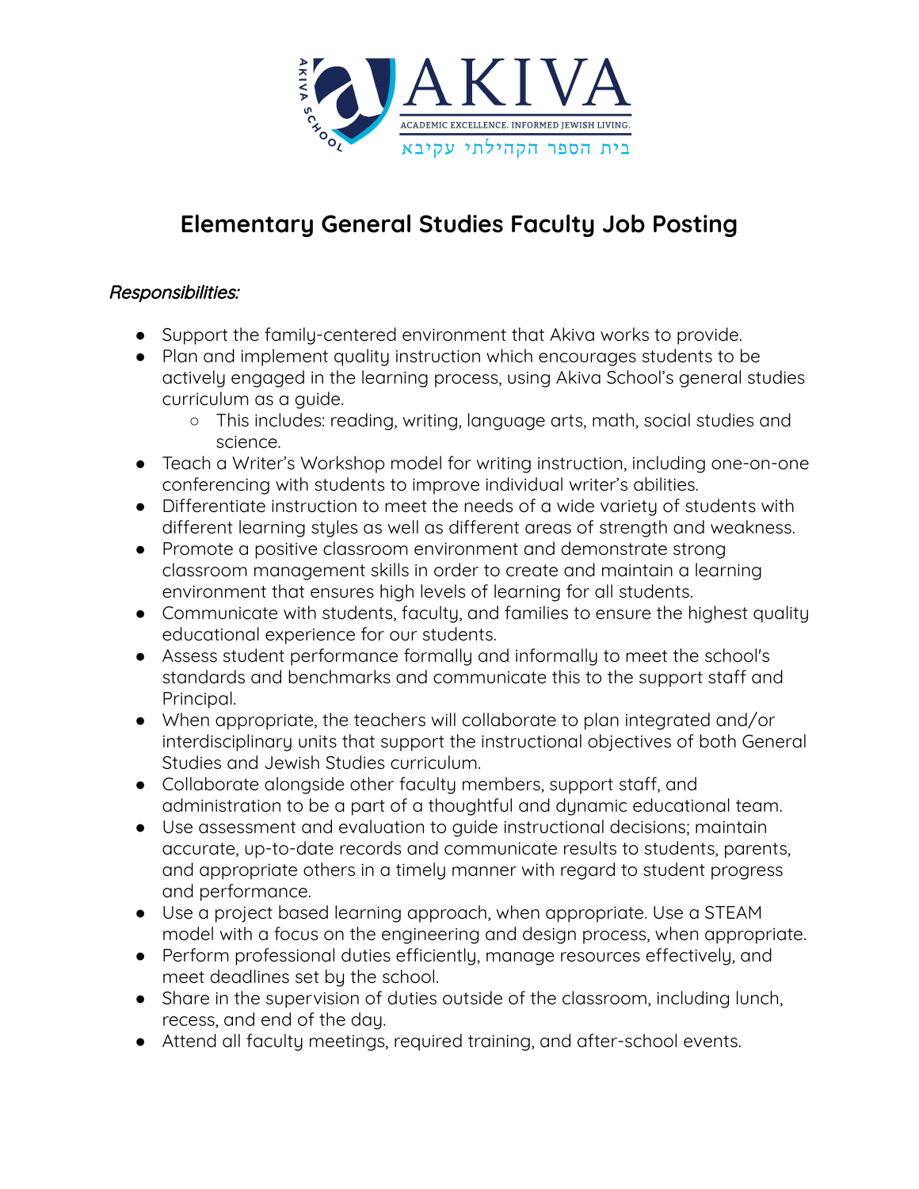AKIVA

ACADEMIC EXCELLENCE. INFORMED JEWISH LIVING.

בית הספר הקהילתי עקיבא

# Elementary General Studies Faculty Job Posting

*Responsibilities:*

- Support the family-centered environment that Akiva works to provide.
- Plan and implement quality instruction which encourages students to be actively engaged in the learning process, using Akiva School's general studies curriculum as a guide.
  - This includes: reading, writing, language arts, math, social studies and science.
- Teach a Writer's Workshop model for writing instruction, including one-on-one conferencing with students to improve individual writer's abilities.
- Differentiate instruction to meet the needs of a wide variety of students with different learning styles as well as different areas of strength and weakness.
- Promote a positive classroom environment and demonstrate strong classroom management skills in order to create and maintain a learning environment that ensures high levels of learning for all students.
- Communicate with students, faculty, and families to ensure the highest quality educational experience for our students.
- Assess student performance formally and informally to meet the school's standards and benchmarks and communicate this to the support staff and Principal.
- When appropriate, the teachers will collaborate to plan integrated and/or interdisciplinary units that support the instructional objectives of both General Studies and Jewish Studies curriculum.
- Collaborate alongside other faculty members, support staff, and administration to be a part of a thoughtful and dynamic educational team.
- Use assessment and evaluation to guide instructional decisions; maintain accurate, up-to-date records and communicate results to students, parents, and appropriate others in a timely manner with regard to student progress and performance.
- Use a project based learning approach, when appropriate. Use a STEAM model with a focus on the engineering and design process, when appropriate.
- Perform professional duties efficiently, manage resources effectively, and meet deadlines set by the school.
- Share in the supervision of duties outside of the classroom, including lunch, recess, and end of the day.
- Attend all faculty meetings, required training, and after-school events.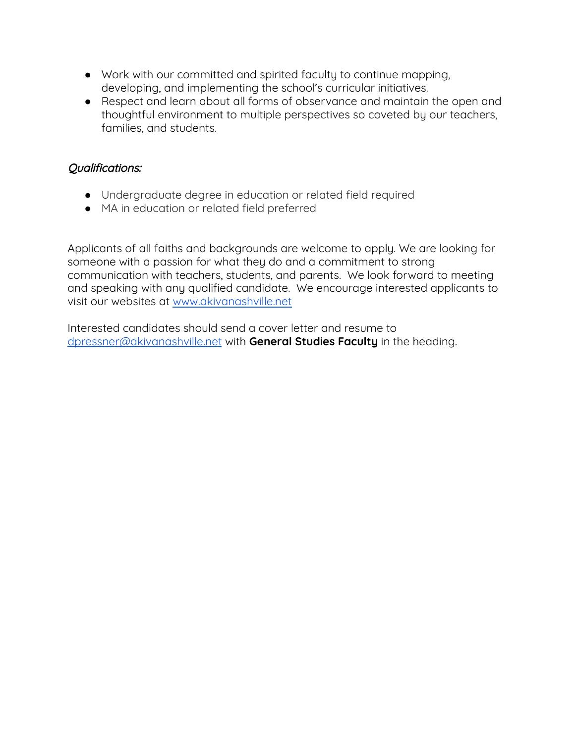- Work with our committed and spirited faculty to continue mapping, developing, and implementing the school's curricular initiatives.
- Respect and learn about all forms of observance and maintain the open and thoughtful environment to multiple perspectives so coveted by our teachers, families, and students.

*Qualifications:*

- Undergraduate degree in education or related field required
- MA in education or related field preferred

Applicants of all faiths and backgrounds are welcome to apply. We are looking for someone with a passion for what they do and a commitment to strong communication with teachers, students, and parents. We look forward to meeting and speaking with any qualified candidate. We encourage interested applicants to visit our websites at [www.akivanashville.net](http://www.akivanashville.net)

Interested candidates should send a cover letter and resume to [dpressner@akivanashville.net](mailto:dpressner@akivanashville.net) with **General Studies Faculty** in the heading.